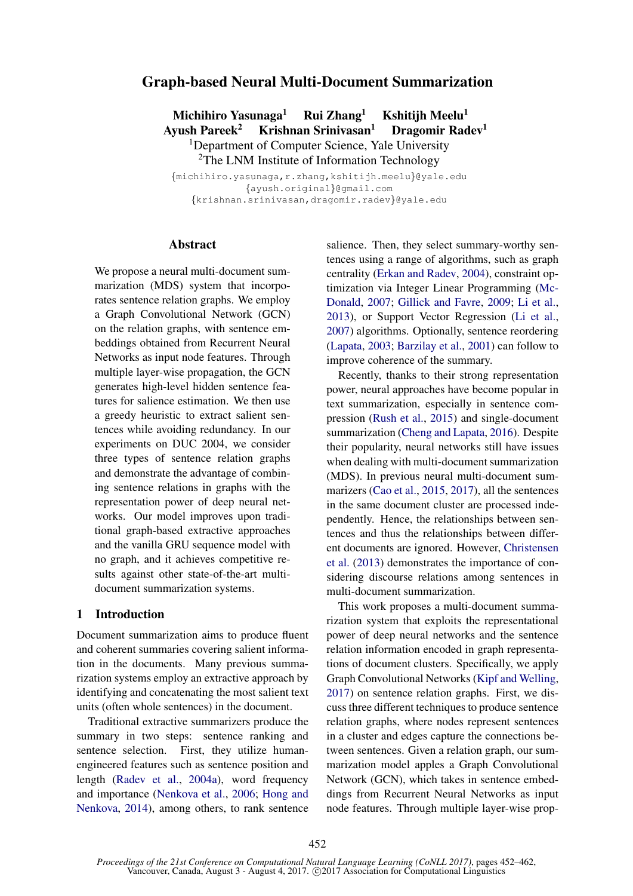# Graph-based Neural Multi-Document Summarization

**Michihiro Yasunaga[1] Rui Zhang[1] Kshitijh Meelu[1]**
**Ayush Pareek[2] Krishnan Srinivasan[1] Dragomir Radev[1]**

[1]Department of Computer Science, Yale University
[2]The LNM Institute of Information Technology

{michihiro.yasunaga,r.zhang,kshitijh.meelu}@yale.edu
{ayush.original}@gmail.com
{krishnan.srinivasan,dragomir.radev}@yale.edu

## Abstract

We propose a neural multi-document summarization (MDS) system that incorporates sentence relation graphs. We employ a Graph Convolutional Network (GCN) on the relation graphs, with sentence embeddings obtained from Recurrent Neural Networks as input node features. Through multiple layer-wise propagation, the GCN generates high-level hidden sentence features for salience estimation. We then use a greedy heuristic to extract salient sentences while avoiding redundancy. In our experiments on DUC 2004, we consider three types of sentence relation graphs and demonstrate the advantage of combining sentence relations in graphs with the representation power of deep neural networks. Our model improves upon traditional graph-based extractive approaches and the vanilla GRU sequence model with no graph, and it achieves competitive results against other state-of-the-art multi-document summarization systems.

## 1 Introduction

Document summarization aims to produce fluent and coherent summaries covering salient information in the documents. Many previous summarization systems employ an extractive approach by identifying and concatenating the most salient text units (often whole sentences) in the document.

Traditional extractive summarizers produce the summary in two steps: sentence ranking and sentence selection. First, they utilize human-engineered features such as sentence position and length (Radev et al., 2004a), word frequency and importance (Nenkova et al., 2006; Hong and Nenkova, 2014), among others, to rank sentence salience. Then, they select summary-worthy sentences using a range of algorithms, such as graph centrality (Erkan and Radev, 2004), constraint optimization via Integer Linear Programming (McDonald, 2007; Gillick and Favre, 2009; Li et al., 2013), or Support Vector Regression (Li et al., 2007) algorithms. Optionally, sentence reordering (Lapata, 2003; Barzilay et al., 2001) can follow to improve coherence of the summary.

Recently, thanks to their strong representation power, neural approaches have become popular in text summarization, especially in sentence compression (Rush et al., 2015) and single-document summarization (Cheng and Lapata, 2016). Despite their popularity, neural networks still have issues when dealing with multi-document summarization (MDS). In previous neural multi-document summarizers (Cao et al., 2015, 2017), all the sentences in the same document cluster are processed independently. Hence, the relationships between sentences and thus the relationships between different documents are ignored. However, Christensen et al. (2013) demonstrates the importance of considering discourse relations among sentences in multi-document summarization.

This work proposes a multi-document summarization system that exploits the representational power of deep neural networks and the sentence relation information encoded in graph representations of document clusters. Specifically, we apply Graph Convolutional Networks (Kipf and Welling, 2017) on sentence relation graphs. First, we discuss three different techniques to produce sentence relation graphs, where nodes represent sentences in a cluster and edges capture the connections between sentences. Given a relation graph, our summarization model apples a Graph Convolutional Network (GCN), which takes in sentence embeddings from Recurrent Neural Networks as input node features. Through multiple layer-wise prop-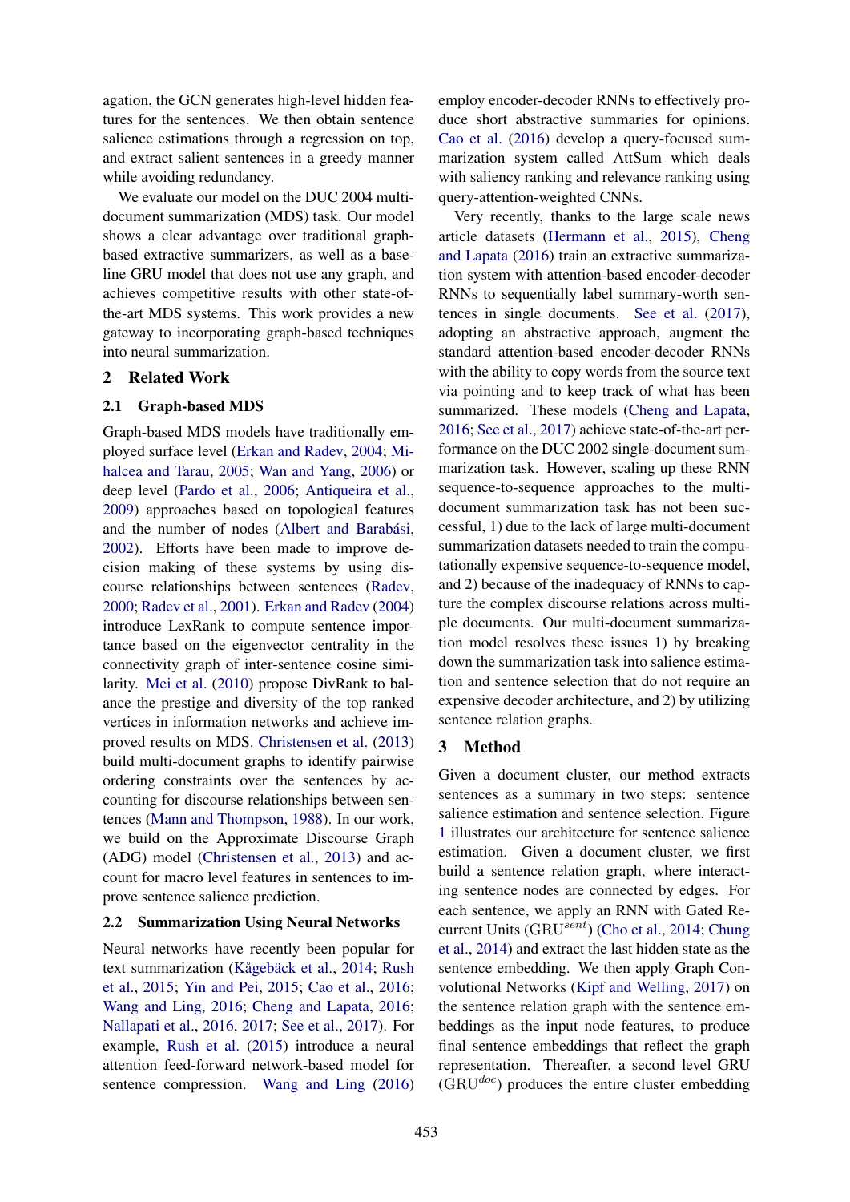agation, the GCN generates high-level hidden features for the sentences. We then obtain sentence salience estimations through a regression on top, and extract salient sentences in a greedy manner while avoiding redundancy.

We evaluate our model on the DUC 2004 multi-document summarization (MDS) task. Our model shows a clear advantage over traditional graph-based extractive summarizers, as well as a baseline GRU model that does not use any graph, and achieves competitive results with other state-of-the-art MDS systems. This work provides a new gateway to incorporating graph-based techniques into neural summarization.

## 2 Related Work

### 2.1 Graph-based MDS

Graph-based MDS models have traditionally employed surface level (Erkan and Radev, 2004; Mihalcea and Tarau, 2005; Wan and Yang, 2006) or deep level (Pardo et al., 2006; Antiqueira et al., 2009) approaches based on topological features and the number of nodes (Albert and Barabási, 2002). Efforts have been made to improve decision making of these systems by using discourse relationships between sentences (Radev, 2000; Radev et al., 2001). Erkan and Radev (2004) introduce LexRank to compute sentence importance based on the eigenvector centrality in the connectivity graph of inter-sentence cosine similarity. Mei et al. (2010) propose DivRank to balance the prestige and diversity of the top ranked vertices in information networks and achieve improved results on MDS. Christensen et al. (2013) build multi-document graphs to identify pairwise ordering constraints over the sentences by accounting for discourse relationships between sentences (Mann and Thompson, 1988). In our work, we build on the Approximate Discourse Graph (ADG) model (Christensen et al., 2013) and account for macro level features in sentences to improve sentence salience prediction.

### 2.2 Summarization Using Neural Networks

Neural networks have recently been popular for text summarization (Kågebäck et al., 2014; Rush et al., 2015; Yin and Pei, 2015; Cao et al., 2016; Wang and Ling, 2016; Cheng and Lapata, 2016; Nallapati et al., 2016, 2017; See et al., 2017). For example, Rush et al. (2015) introduce a neural attention feed-forward network-based model for sentence compression. Wang and Ling (2016) employ encoder-decoder RNNs to effectively produce short abstractive summaries for opinions. Cao et al. (2016) develop a query-focused summarization system called AttSum which deals with saliency ranking and relevance ranking using query-attention-weighted CNNs.

Very recently, thanks to the large scale news article datasets (Hermann et al., 2015), Cheng and Lapata (2016) train an extractive summarization system with attention-based encoder-decoder RNNs to sequentially label summary-worth sentences in single documents. See et al. (2017), adopting an abstractive approach, augment the standard attention-based encoder-decoder RNNs with the ability to copy words from the source text via pointing and to keep track of what has been summarized. These models (Cheng and Lapata, 2016; See et al., 2017) achieve state-of-the-art performance on the DUC 2002 single-document summarization task. However, scaling up these RNN sequence-to-sequence approaches to the multi-document summarization task has not been successful, 1) due to the lack of large multi-document summarization datasets needed to train the computationally expensive sequence-to-sequence model, and 2) because of the inadequacy of RNNs to capture the complex discourse relations across multiple documents. Our multi-document summarization model resolves these issues 1) by breaking down the summarization task into salience estimation and sentence selection that do not require an expensive decoder architecture, and 2) by utilizing sentence relation graphs.

## 3 Method

Given a document cluster, our method extracts sentences as a summary in two steps: sentence salience estimation and sentence selection. Figure 1 illustrates our architecture for sentence salience estimation. Given a document cluster, we first build a sentence relation graph, where interacting sentence nodes are connected by edges. For each sentence, we apply an RNN with Gated Recurrent Units ($\text{GRU}^{sent}$) (Cho et al., 2014; Chung et al., 2014) and extract the last hidden state as the sentence embedding. We then apply Graph Convolutional Networks (Kipf and Welling, 2017) on the sentence relation graph with the sentence embeddings as the input node features, to produce final sentence embeddings that reflect the graph representation. Thereafter, a second level GRU ($\text{GRU}^{doc}$) produces the entire cluster embedding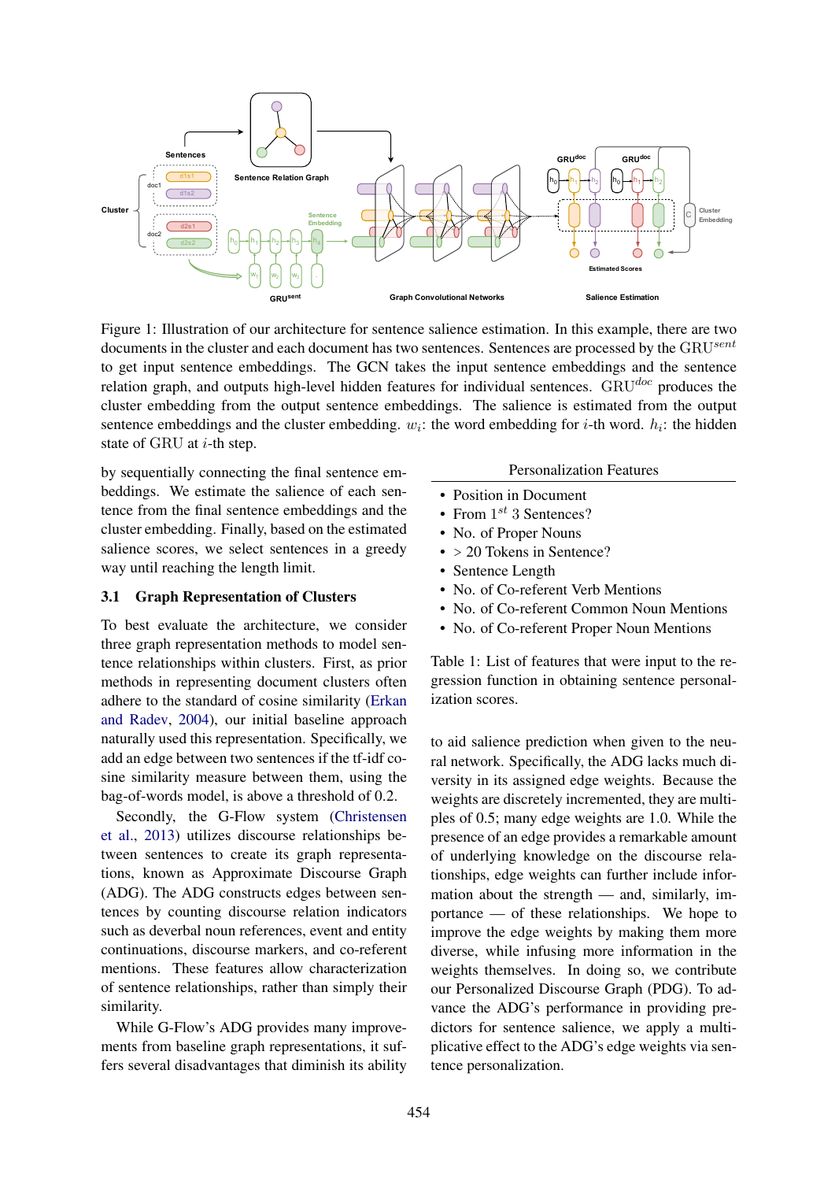Figure 1: Illustration of our architecture for sentence salience estimation. In this example, there are two documents in the cluster and each document has two sentences. Sentences are processed by the $\text{GRU}^{sent}$ to get input sentence embeddings. The GCN takes the input sentence embeddings and the sentence relation graph, and outputs high-level hidden features for individual sentences. $\text{GRU}^{doc}$ produces the cluster embedding from the output sentence embeddings. The salience is estimated from the output sentence embeddings and the cluster embedding. $w_i$: the word embedding for $i$-th word. $h_i$: the hidden state of GRU at $i$-th step.

by sequentially connecting the final sentence embeddings. We estimate the salience of each sentence from the final sentence embeddings and the cluster embedding. Finally, based on the estimated salience scores, we select sentences in a greedy way until reaching the length limit.

### 3.1 Graph Representation of Clusters

To best evaluate the architecture, we consider three graph representation methods to model sentence relationships within clusters. First, as prior methods in representing document clusters often adhere to the standard of cosine similarity (Erkan and Radev, 2004), our initial baseline approach naturally used this representation. Specifically, we add an edge between two sentences if the tf-idf cosine similarity measure between them, using the bag-of-words model, is above a threshold of 0.2.

Secondly, the G-Flow system (Christensen et al., 2013) utilizes discourse relationships between sentences to create its graph representations, known as Approximate Discourse Graph (ADG). The ADG constructs edges between sentences by counting discourse relation indicators such as deverbal noun references, event and entity continuations, discourse markers, and co-referent mentions. These features allow characterization of sentence relationships, rather than simply their similarity.

While G-Flow's ADG provides many improvements from baseline graph representations, it suffers several disadvantages that diminish its ability to aid salience prediction when given to the neural network. Specifically, the ADG lacks much diversity in its assigned edge weights. Because the weights are discretely incremented, they are multiples of 0.5; many edge weights are 1.0. While the presence of an edge provides a remarkable amount of underlying knowledge on the discourse relationships, edge weights can further include information about the strength — and, similarly, importance — of these relationships. We hope to improve the edge weights by making them more diverse, while infusing more information in the weights themselves. In doing so, we contribute our Personalized Discourse Graph (PDG). To advance the ADG's performance in providing predictors for sentence salience, we apply a multiplicative effect to the ADG's edge weights via sentence personalization.

| Personalization Features |
|---|
| • Position in Document |
| • From $1^{st}$ 3 Sentences? |
| • No. of Proper Nouns |
| • $>$ 20 Tokens in Sentence? |
| • Sentence Length |
| • No. of Co-referent Verb Mentions |
| • No. of Co-referent Common Noun Mentions |
| • No. of Co-referent Proper Noun Mentions |

Table 1: List of features that were input to the regression function in obtaining sentence personalization scores.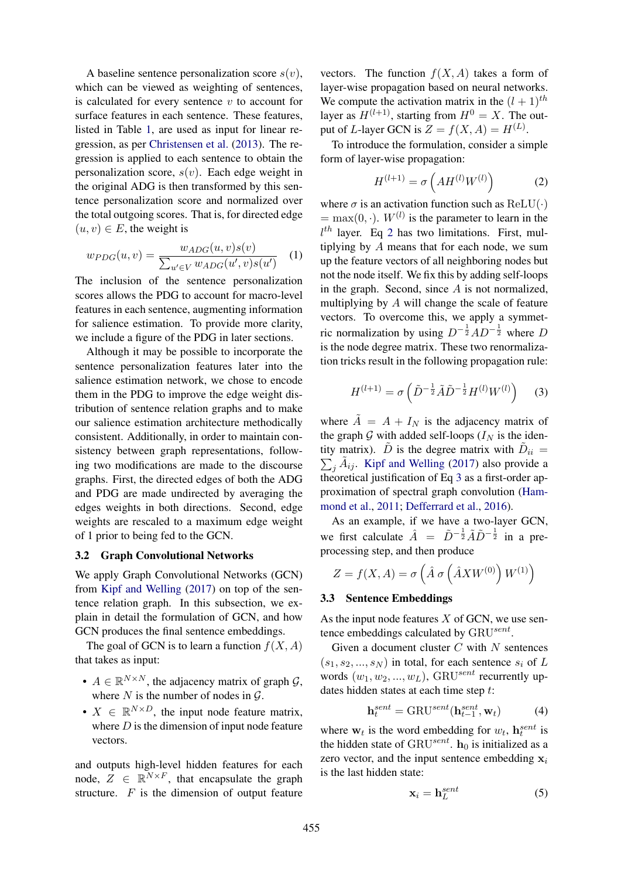A baseline sentence personalization score $s(v)$, which can be viewed as weighting of sentences, is calculated for every sentence $v$ to account for surface features in each sentence. These features, listed in Table 1, are used as input for linear regression, as per Christensen et al. (2013). The regression is applied to each sentence to obtain the personalization score, $s(v)$. Each edge weight in the original ADG is then transformed by this sentence personalization score and normalized over the total outgoing scores. That is, for directed edge $(u, v) \in E$, the weight is

$$w_{PDG}(u, v) = \frac{w_{ADG}(u, v)s(v)}{\sum_{u' \in V} w_{ADG}(u', v)s(u')} \quad (1)$$

The inclusion of the sentence personalization scores allows the PDG to account for macro-level features in each sentence, augmenting information for salience estimation. To provide more clarity, we include a figure of the PDG in later sections.

Although it may be possible to incorporate the sentence personalization features later into the salience estimation network, we chose to encode them in the PDG to improve the edge weight distribution of sentence relation graphs and to make our salience estimation architecture methodically consistent. Additionally, in order to maintain consistency between graph representations, following two modifications are made to the discourse graphs. First, the directed edges of both the ADG and PDG are made undirected by averaging the edges weights in both directions. Second, edge weights are rescaled to a maximum edge weight of 1 prior to being fed to the GCN.

### 3.2 Graph Convolutional Networks

We apply Graph Convolutional Networks (GCN) from Kipf and Welling (2017) on top of the sentence relation graph. In this subsection, we explain in detail the formulation of GCN, and how GCN produces the final sentence embeddings.

The goal of GCN is to learn a function $f(X, A)$ that takes as input:

- $A \in \mathbb{R}^{N \times N}$, the adjacency matrix of graph $\mathcal{G}$, where $N$ is the number of nodes in $\mathcal{G}$.
- $X \in \mathbb{R}^{N \times D}$, the input node feature matrix, where $D$ is the dimension of input node feature vectors.

and outputs high-level hidden features for each node, $Z \in \mathbb{R}^{N \times F}$, that encapsulate the graph structure. $F$ is the dimension of output feature vectors. The function $f(X, A)$ takes a form of layer-wise propagation based on neural networks. We compute the activation matrix in the $(l+1)^{th}$ layer as $H^{(l+1)}$, starting from $H^0 = X$. The output of $L$-layer GCN is $Z = f(X, A) = H^{(L)}$.

To introduce the formulation, consider a simple form of layer-wise propagation:

$$H^{(l+1)} = \sigma\left(AH^{(l)}W^{(l)}\right) \quad (2)$$

where $\sigma$ is an activation function such as $\mathrm{ReLU}(\cdot) = \max(0, \cdot)$. $W^{(l)}$ is the parameter to learn in the $l^{th}$ layer. Eq 2 has two limitations. First, multiplying by $A$ means that for each node, we sum up the feature vectors of all neighboring nodes but not the node itself. We fix this by adding self-loops in the graph. Second, since $A$ is not normalized, multiplying by $A$ will change the scale of feature vectors. To overcome this, we apply a symmetric normalization by using $D^{-\frac{1}{2}}AD^{-\frac{1}{2}}$ where $D$ is the node degree matrix. These two renormalization tricks result in the following propagation rule:

$$H^{(l+1)} = \sigma\left(\tilde{D}^{-\frac{1}{2}}\tilde{A}\tilde{D}^{-\frac{1}{2}}H^{(l)}W^{(l)}\right) \quad (3)$$

where $\tilde{A} = A + I_N$ is the adjacency matrix of the graph $\mathcal{G}$ with added self-loops ($I_N$ is the identity matrix). $\tilde{D}$ is the degree matrix with $\tilde{D}_{ii} = \sum_j \tilde{A}_{ij}$. Kipf and Welling (2017) also provide a theoretical justification of Eq 3 as a first-order approximation of spectral graph convolution (Hammond et al., 2011; Defferrard et al., 2016).

As an example, if we have a two-layer GCN, we first calculate $\hat{A} = \tilde{D}^{-\frac{1}{2}}\tilde{A}\tilde{D}^{-\frac{1}{2}}$ in a preprocessing step, and then produce

$$Z = f(X, A) = \sigma\left(\hat{A}\,\sigma\left(\hat{A}XW^{(0)}\right)W^{(1)}\right)$$

### 3.3 Sentence Embeddings

As the input node features $X$ of GCN, we use sentence embeddings calculated by $\mathrm{GRU}^{sent}$.

Given a document cluster $C$ with $N$ sentences $(s_1, s_2, ..., s_N)$ in total, for each sentence $s_i$ of $L$ words $(w_1, w_2, ..., w_L)$, $\mathrm{GRU}^{sent}$ recurrently updates hidden states at each time step $t$:

$$\mathbf{h}_t^{sent} = \mathrm{GRU}^{sent}(\mathbf{h}_{t-1}^{sent}, \mathbf{w}_t) \quad (4)$$

where $\mathbf{w}_t$ is the word embedding for $w_t$, $\mathbf{h}_t^{sent}$ is the hidden state of $\mathrm{GRU}^{sent}$. $\mathbf{h}_0$ is initialized as a zero vector, and the input sentence embedding $\mathbf{x}_i$ is the last hidden state:

$$\mathbf{x}_i = \mathbf{h}_L^{sent} \quad (5)$$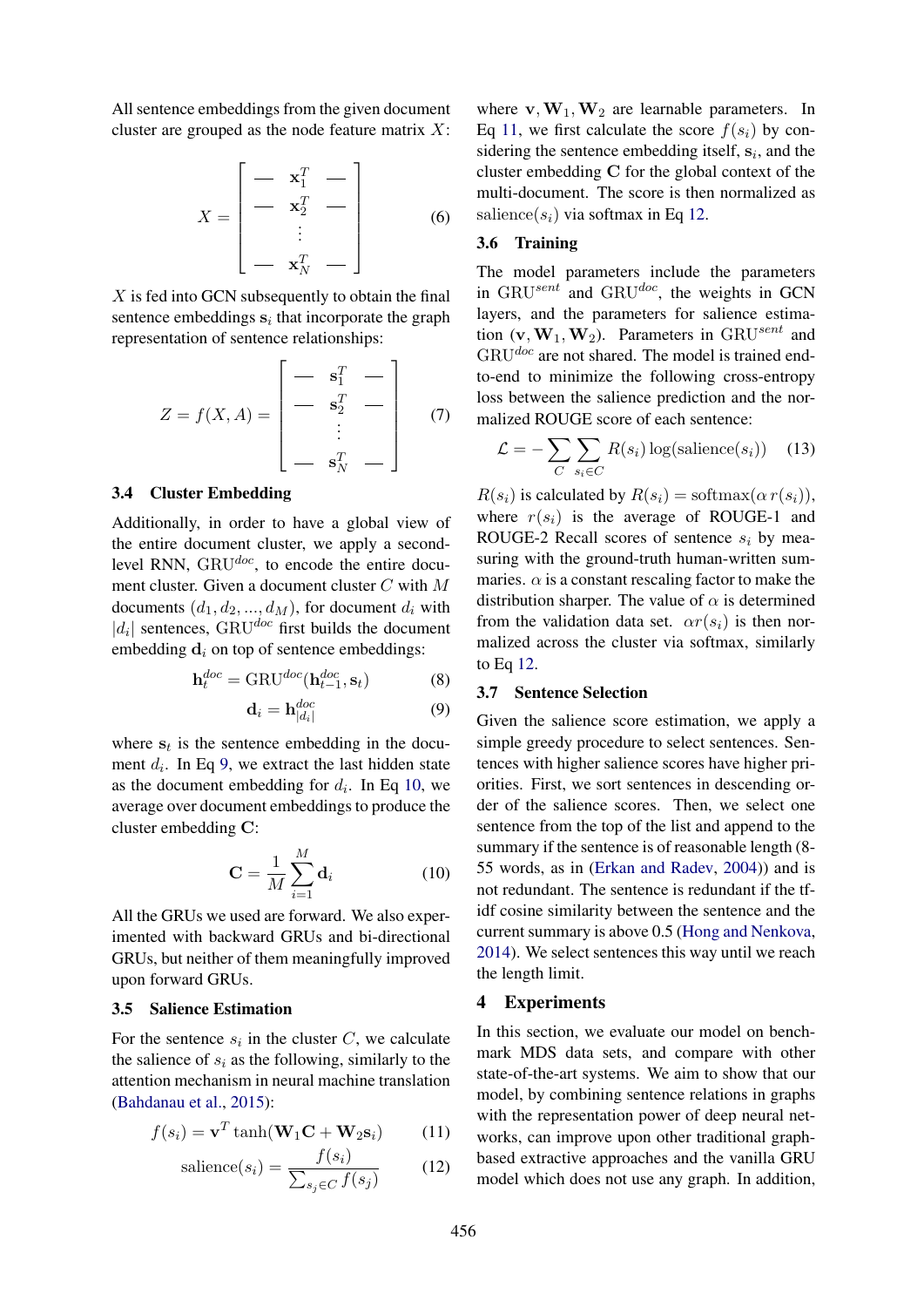All sentence embeddings from the given document cluster are grouped as the node feature matrix $X$:

$$X = \begin{bmatrix} — & \mathbf{x}_1^T & — \\ — & \mathbf{x}_2^T & — \\ & \vdots & \\ — & \mathbf{x}_N^T & — \end{bmatrix} \quad (6)$$

$X$ is fed into GCN subsequently to obtain the final sentence embeddings $\mathbf{s}_i$ that incorporate the graph representation of sentence relationships:

$$Z = f(X, A) = \begin{bmatrix} — & \mathbf{s}_1^T & — \\ — & \mathbf{s}_2^T & — \\ & \vdots & \\ — & \mathbf{s}_N^T & — \end{bmatrix} \quad (7)$$

### 3.4 Cluster Embedding

Additionally, in order to have a global view of the entire document cluster, we apply a second-level RNN, $\text{GRU}^{doc}$, to encode the entire document cluster. Given a document cluster $C$ with $M$ documents $(d_1, d_2, ..., d_M)$, for document $d_i$ with $|d_i|$ sentences, $\text{GRU}^{doc}$ first builds the document embedding $\mathbf{d}_i$ on top of sentence embeddings:

$$\mathbf{h}_t^{doc} = \text{GRU}^{doc}(\mathbf{h}_{t-1}^{doc}, \mathbf{s}_t) \quad (8)$$

$$\mathbf{d}_i = \mathbf{h}_{|d_i|}^{doc} \quad (9)$$

where $\mathbf{s}_t$ is the sentence embedding in the document $d_i$. In Eq 9, we extract the last hidden state as the document embedding for $d_i$. In Eq 10, we average over document embeddings to produce the cluster embedding $\mathbf{C}$:

$$\mathbf{C} = \frac{1}{M}\sum_{i=1}^{M}\mathbf{d}_i \quad (10)$$

All the GRUs we used are forward. We also experimented with backward GRUs and bi-directional GRUs, but neither of them meaningfully improved upon forward GRUs.

### 3.5 Salience Estimation

For the sentence $s_i$ in the cluster $C$, we calculate the salience of $s_i$ as the following, similarly to the attention mechanism in neural machine translation (Bahdanau et al., 2015):

$$f(s_i) = \mathbf{v}^T \tanh(\mathbf{W}_1\mathbf{C} + \mathbf{W}_2\mathbf{s}_i) \quad (11)$$

$$\text{salience}(s_i) = \frac{f(s_i)}{\sum_{s_j \in C} f(s_j)} \quad (12)$$

where $\mathbf{v}, \mathbf{W}_1, \mathbf{W}_2$ are learnable parameters. In Eq 11, we first calculate the score $f(s_i)$ by considering the sentence embedding itself, $\mathbf{s}_i$, and the cluster embedding $\mathbf{C}$ for the global context of the multi-document. The score is then normalized as $\text{salience}(s_i)$ via softmax in Eq 12.

### 3.6 Training

The model parameters include the parameters in $\text{GRU}^{sent}$ and $\text{GRU}^{doc}$, the weights in GCN layers, and the parameters for salience estimation $(\mathbf{v}, \mathbf{W}_1, \mathbf{W}_2)$. Parameters in $\text{GRU}^{sent}$ and $\text{GRU}^{doc}$ are not shared. The model is trained end-to-end to minimize the following cross-entropy loss between the salience prediction and the normalized ROUGE score of each sentence:

$$\mathcal{L} = -\sum_{C}\sum_{s_i \in C} R(s_i)\log(\text{salience}(s_i)) \quad (13)$$

$R(s_i)$ is calculated by $R(s_i) = \text{softmax}(\alpha\, r(s_i))$, where $r(s_i)$ is the average of ROUGE-1 and ROUGE-2 Recall scores of sentence $s_i$ by measuring with the ground-truth human-written summaries. $\alpha$ is a constant rescaling factor to make the distribution sharper. The value of $\alpha$ is determined from the validation data set. $\alpha r(s_i)$ is then normalized across the cluster via softmax, similarly to Eq 12.

### 3.7 Sentence Selection

Given the salience score estimation, we apply a simple greedy procedure to select sentences. Sentences with higher salience scores have higher priorities. First, we sort sentences in descending order of the salience scores. Then, we select one sentence from the top of the list and append to the summary if the sentence is of reasonable length (8-55 words, as in (Erkan and Radev, 2004)) and is not redundant. The sentence is redundant if the tf-idf cosine similarity between the sentence and the current summary is above 0.5 (Hong and Nenkova, 2014). We select sentences this way until we reach the length limit.

## 4 Experiments

In this section, we evaluate our model on benchmark MDS data sets, and compare with other state-of-the-art systems. We aim to show that our model, by combining sentence relations in graphs with the representation power of deep neural networks, can improve upon other traditional graph-based extractive approaches and the vanilla GRU model which does not use any graph. In addition,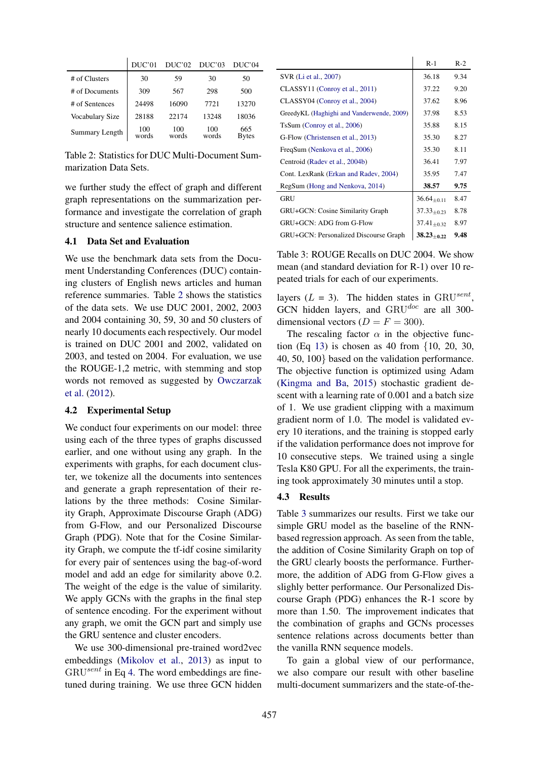|  | DUC'01 | DUC'02 | DUC'03 | DUC'04 |
|---|---|---|---|---|
| # of Clusters | 30 | 59 | 30 | 50 |
| # of Documents | 309 | 567 | 298 | 500 |
| # of Sentences | 24498 | 16090 | 7721 | 13270 |
| Vocabulary Size | 28188 | 22174 | 13248 | 18036 |
| Summary Length | 100 words | 100 words | 100 words | 665 Bytes |

Table 2: Statistics for DUC Multi-Document Summarization Data Sets.

we further study the effect of graph and different graph representations on the summarization performance and investigate the correlation of graph structure and sentence salience estimation.

### 4.1 Data Set and Evaluation

We use the benchmark data sets from the Document Understanding Conferences (DUC) containing clusters of English news articles and human reference summaries. Table 2 shows the statistics of the data sets. We use DUC 2001, 2002, 2003 and 2004 containing 30, 59, 30 and 50 clusters of nearly 10 documents each respectively. Our model is trained on DUC 2001 and 2002, validated on 2003, and tested on 2004. For evaluation, we use the ROUGE-1,2 metric, with stemming and stop words not removed as suggested by Owczarzak et al. (2012).

### 4.2 Experimental Setup

We conduct four experiments on our model: three using each of the three types of graphs discussed earlier, and one without using any graph. In the experiments with graphs, for each document cluster, we tokenize all the documents into sentences and generate a graph representation of their relations by the three methods: Cosine Similarity Graph, Approximate Discourse Graph (ADG) from G-Flow, and our Personalized Discourse Graph (PDG). Note that for the Cosine Similarity Graph, we compute the tf-idf cosine similarity for every pair of sentences using the bag-of-word model and add an edge for similarity above 0.2. The weight of the edge is the value of similarity. We apply GCNs with the graphs in the final step of sentence encoding. For the experiment without any graph, we omit the GCN part and simply use the GRU sentence and cluster encoders.

We use 300-dimensional pre-trained word2vec embeddings (Mikolov et al., 2013) as input to $\text{GRU}^{sent}$ in Eq 4. The word embeddings are fine-tuned during training. We use three GCN hidden layers ($L$ = 3). The hidden states in $\text{GRU}^{sent}$, GCN hidden layers, and $\text{GRU}^{doc}$ are all 300-dimensional vectors ($D = F = 300$).

|  | R-1 | R-2 |
|---|---|---|
| SVR (Li et al., 2007) | 36.18 | 9.34 |
| CLASSY11 (Conroy et al., 2011) | 37.22 | 9.20 |
| CLASSY04 (Conroy et al., 2004) | 37.62 | 8.96 |
| GreedyKL (Haghighi and Vanderwende, 2009) | 37.98 | 8.53 |
| TsSum (Conroy et al., 2006) | 35.88 | 8.15 |
| G-Flow (Christensen et al., 2013) | 35.30 | 8.27 |
| FreqSum (Nenkova et al., 2006) | 35.30 | 8.11 |
| Centroid (Radev et al., 2004b) | 36.41 | 7.97 |
| Cont. LexRank (Erkan and Radev, 2004) | 35.95 | 7.47 |
| RegSum (Hong and Nenkova, 2014) | **38.57** | **9.75** |
| GRU | $36.64_{\pm 0.11}$ | 8.47 |
| GRU+GCN: Cosine Similarity Graph | $37.33_{\pm 0.23}$ | 8.78 |
| GRU+GCN: ADG from G-Flow | $37.41_{\pm 0.32}$ | 8.97 |
| GRU+GCN: Personalized Discourse Graph | $\mathbf{38.23_{\pm 0.22}}$ | **9.48** |

Table 3: ROUGE Recalls on DUC 2004. We show mean (and standard deviation for R-1) over 10 repeated trials for each of our experiments.

The rescaling factor $\alpha$ in the objective function (Eq 13) is chosen as 40 from {10, 20, 30, 40, 50, 100} based on the validation performance. The objective function is optimized using Adam (Kingma and Ba, 2015) stochastic gradient descent with a learning rate of 0.001 and a batch size of 1. We use gradient clipping with a maximum gradient norm of 1.0. The model is validated every 10 iterations, and the training is stopped early if the validation performance does not improve for 10 consecutive steps. We trained using a single Tesla K80 GPU. For all the experiments, the training took approximately 30 minutes until a stop.

### 4.3 Results

Table 3 summarizes our results. First we take our simple GRU model as the baseline of the RNN-based regression approach. As seen from the table, the addition of Cosine Similarity Graph on top of the GRU clearly boosts the performance. Furthermore, the addition of ADG from G-Flow gives a slighly better performance. Our Personalized Discourse Graph (PDG) enhances the R-1 score by more than 1.50. The improvement indicates that the combination of graphs and GCNs processes sentence relations across documents better than the vanilla RNN sequence models.

To gain a global view of our performance, we also compare our result with other baseline multi-document summarizers and the state-of-the-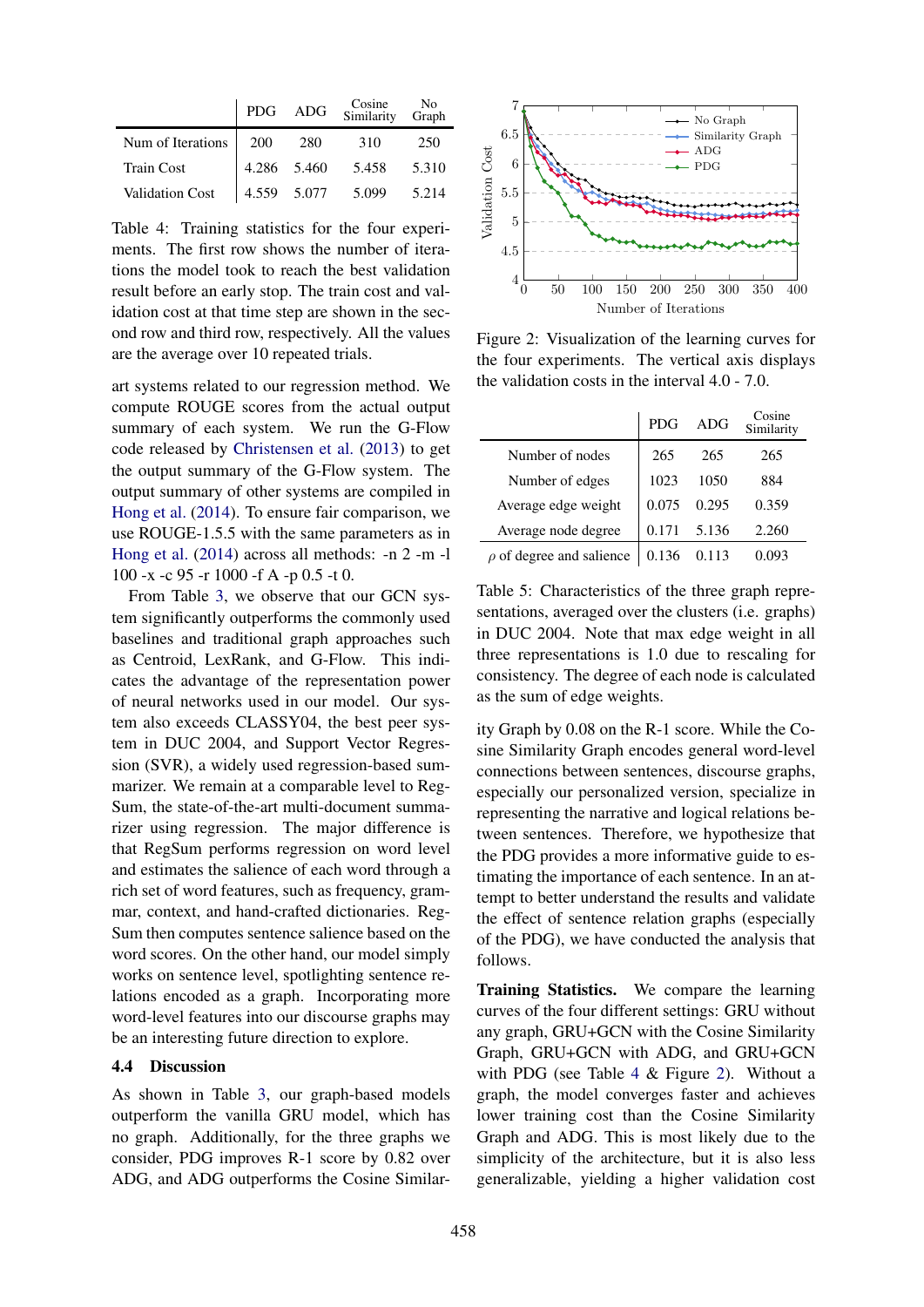|  | PDG | ADG | Cosine Similarity | No Graph |
|---|---|---|---|---|
| Num of Iterations | 200 | 280 | 310 | 250 |
| Train Cost | 4.286 | 5.460 | 5.458 | 5.310 |
| Validation Cost | 4.559 | 5.077 | 5.099 | 5.214 |

Table 4: Training statistics for the four experiments. The first row shows the number of iterations the model took to reach the best validation result before an early stop. The train cost and validation cost at that time step are shown in the second row and third row, respectively. All the values are the average over 10 repeated trials.

art systems related to our regression method. We compute ROUGE scores from the actual output summary of each system. We run the G-Flow code released by Christensen et al. (2013) to get the output summary of the G-Flow system. The output summary of other systems are compiled in Hong et al. (2014). To ensure fair comparison, we use ROUGE-1.5.5 with the same parameters as in Hong et al. (2014) across all methods: -n 2 -m -l 100 -x -c 95 -r 1000 -f A -p 0.5 -t 0.

From Table 3, we observe that our GCN system significantly outperforms the commonly used baselines and traditional graph approaches such as Centroid, LexRank, and G-Flow. This indicates the advantage of the representation power of neural networks used in our model. Our system also exceeds CLASSY04, the best peer system in DUC 2004, and Support Vector Regression (SVR), a widely used regression-based summarizer. We remain at a comparable level to RegSum, the state-of-the-art multi-document summarizer using regression. The major difference is that RegSum performs regression on word level and estimates the salience of each word through a rich set of word features, such as frequency, grammar, context, and hand-crafted dictionaries. RegSum then computes sentence salience based on the word scores. On the other hand, our model simply works on sentence level, spotlighting sentence relations encoded as a graph. Incorporating more word-level features into our discourse graphs may be an interesting future direction to explore.

## 4.4 Discussion

As shown in Table 3, our graph-based models outperform the vanilla GRU model, which has no graph. Additionally, for the three graphs we consider, PDG improves R-1 score by 0.82 over ADG, and ADG outperforms the Cosine Similarity Graph by 0.08 on the R-1 score. While the Cosine Similarity Graph encodes general word-level connections between sentences, discourse graphs, especially our personalized version, specialize in representing the narrative and logical relations between sentences. Therefore, we hypothesize that the PDG provides a more informative guide to estimating the importance of each sentence. In an attempt to better understand the results and validate the effect of sentence relation graphs (especially of the PDG), we have conducted the analysis that follows.

Figure 2: Visualization of the learning curves for the four experiments. The vertical axis displays the validation costs in the interval 4.0 - 7.0.

|  | PDG | ADG | Cosine Similarity |
|---|---|---|---|
| Number of nodes | 265 | 265 | 265 |
| Number of edges | 1023 | 1050 | 884 |
| Average edge weight | 0.075 | 0.295 | 0.359 |
| Average node degree | 0.171 | 5.136 | 2.260 |
| $\rho$ of degree and salience | 0.136 | 0.113 | 0.093 |

Table 5: Characteristics of the three graph representations, averaged over the clusters (i.e. graphs) in DUC 2004. Note that max edge weight in all three representations is 1.0 due to rescaling for consistency. The degree of each node is calculated as the sum of edge weights.

**Training Statistics.** We compare the learning curves of the four different settings: GRU without any graph, GRU+GCN with the Cosine Similarity Graph, GRU+GCN with ADG, and GRU+GCN with PDG (see Table 4 & Figure 2). Without a graph, the model converges faster and achieves lower training cost than the Cosine Similarity Graph and ADG. This is most likely due to the simplicity of the architecture, but it is also less generalizable, yielding a higher validation cost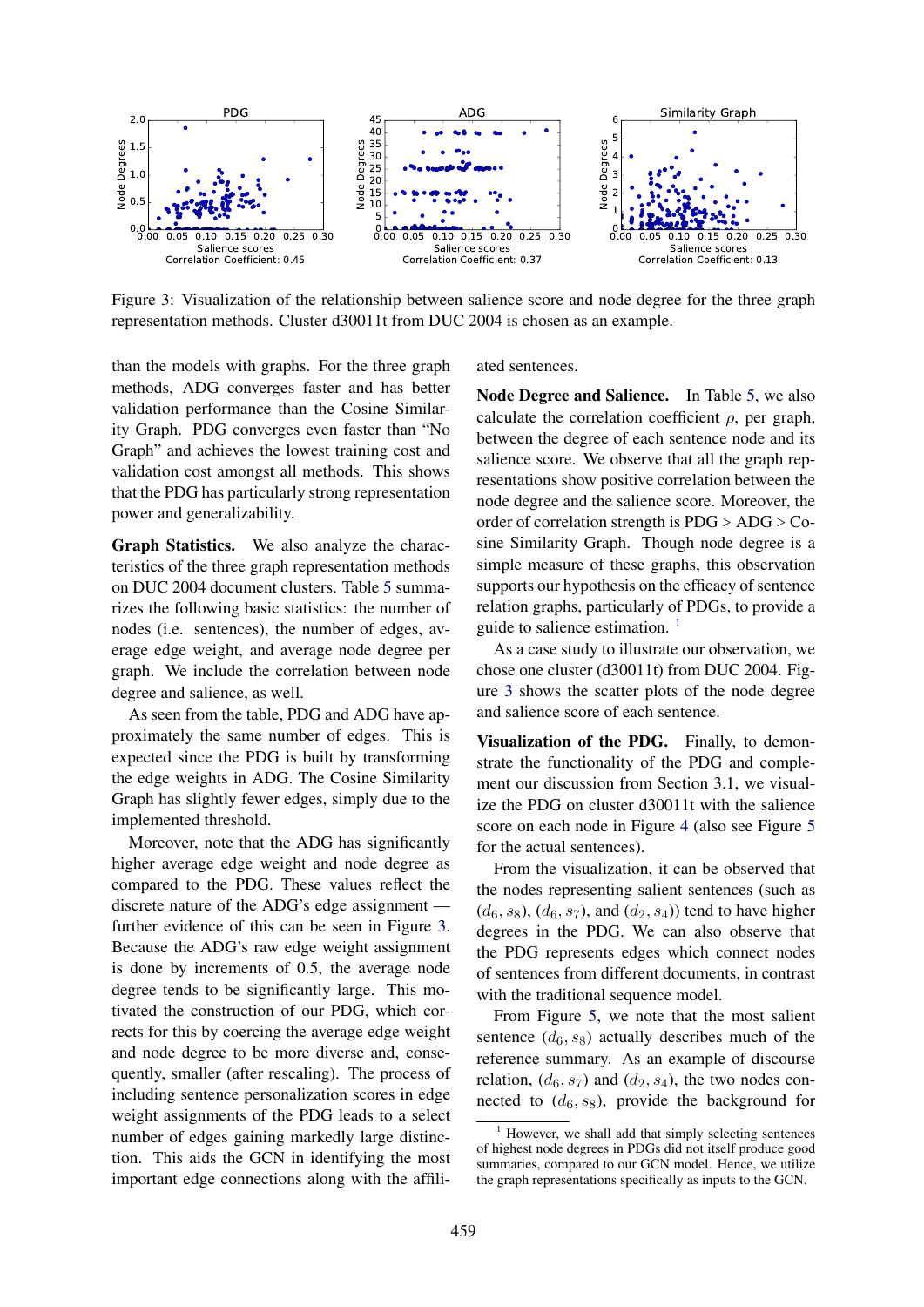Figure 3: Visualization of the relationship between salience score and node degree for the three graph representation methods. Cluster d30011t from DUC 2004 is chosen as an example.

than the models with graphs. For the three graph methods, ADG converges faster and has better validation performance than the Cosine Similarity Graph. PDG converges even faster than "No Graph" and achieves the lowest training cost and validation cost amongst all methods. This shows that the PDG has particularly strong representation power and generalizability.

**Graph Statistics.** We also analyze the characteristics of the three graph representation methods on DUC 2004 document clusters. Table 5 summarizes the following basic statistics: the number of nodes (i.e. sentences), the number of edges, average edge weight, and average node degree per graph. We include the correlation between node degree and salience, as well.

As seen from the table, PDG and ADG have approximately the same number of edges. This is expected since the PDG is built by transforming the edge weights in ADG. The Cosine Similarity Graph has slightly fewer edges, simply due to the implemented threshold.

Moreover, note that the ADG has significantly higher average edge weight and node degree as compared to the PDG. These values reflect the discrete nature of the ADG's edge assignment — further evidence of this can be seen in Figure 3. Because the ADG's raw edge weight assignment is done by increments of 0.5, the average node degree tends to be significantly large. This motivated the construction of our PDG, which corrects for this by coercing the average edge weight and node degree to be more diverse and, consequently, smaller (after rescaling). The process of including sentence personalization scores in edge weight assignments of the PDG leads to a select number of edges gaining markedly large distinction. This aids the GCN in identifying the most important edge connections along with the affiliated sentences.

**Node Degree and Salience.** In Table 5, we also calculate the correlation coefficient $\rho$, per graph, between the degree of each sentence node and its salience score. We observe that all the graph representations show positive correlation between the node degree and the salience score. Moreover, the order of correlation strength is PDG > ADG > Cosine Similarity Graph. Though node degree is a simple measure of these graphs, this observation supports our hypothesis on the efficacy of sentence relation graphs, particularly of PDGs, to provide a guide to salience estimation. [1]

As a case study to illustrate our observation, we chose one cluster (d30011t) from DUC 2004. Figure 3 shows the scatter plots of the node degree and salience score of each sentence.

**Visualization of the PDG.** Finally, to demonstrate the functionality of the PDG and complement our discussion from Section 3.1, we visualize the PDG on cluster d30011t with the salience score on each node in Figure 4 (also see Figure 5 for the actual sentences).

From the visualization, it can be observed that the nodes representing salient sentences (such as $(d_6, s_8)$, $(d_6, s_7)$, and $(d_2, s_4)$) tend to have higher degrees in the PDG. We can also observe that the PDG represents edges which connect nodes of sentences from different documents, in contrast with the traditional sequence model.

From Figure 5, we note that the most salient sentence $(d_6, s_8)$ actually describes much of the reference summary. As an example of discourse relation, $(d_6, s_7)$ and $(d_2, s_4)$, the two nodes connected to $(d_6, s_8)$, provide the background for

[1] However, we shall add that simply selecting sentences of highest node degrees in PDGs did not itself produce good summaries, compared to our GCN model. Hence, we utilize the graph representations specifically as inputs to the GCN.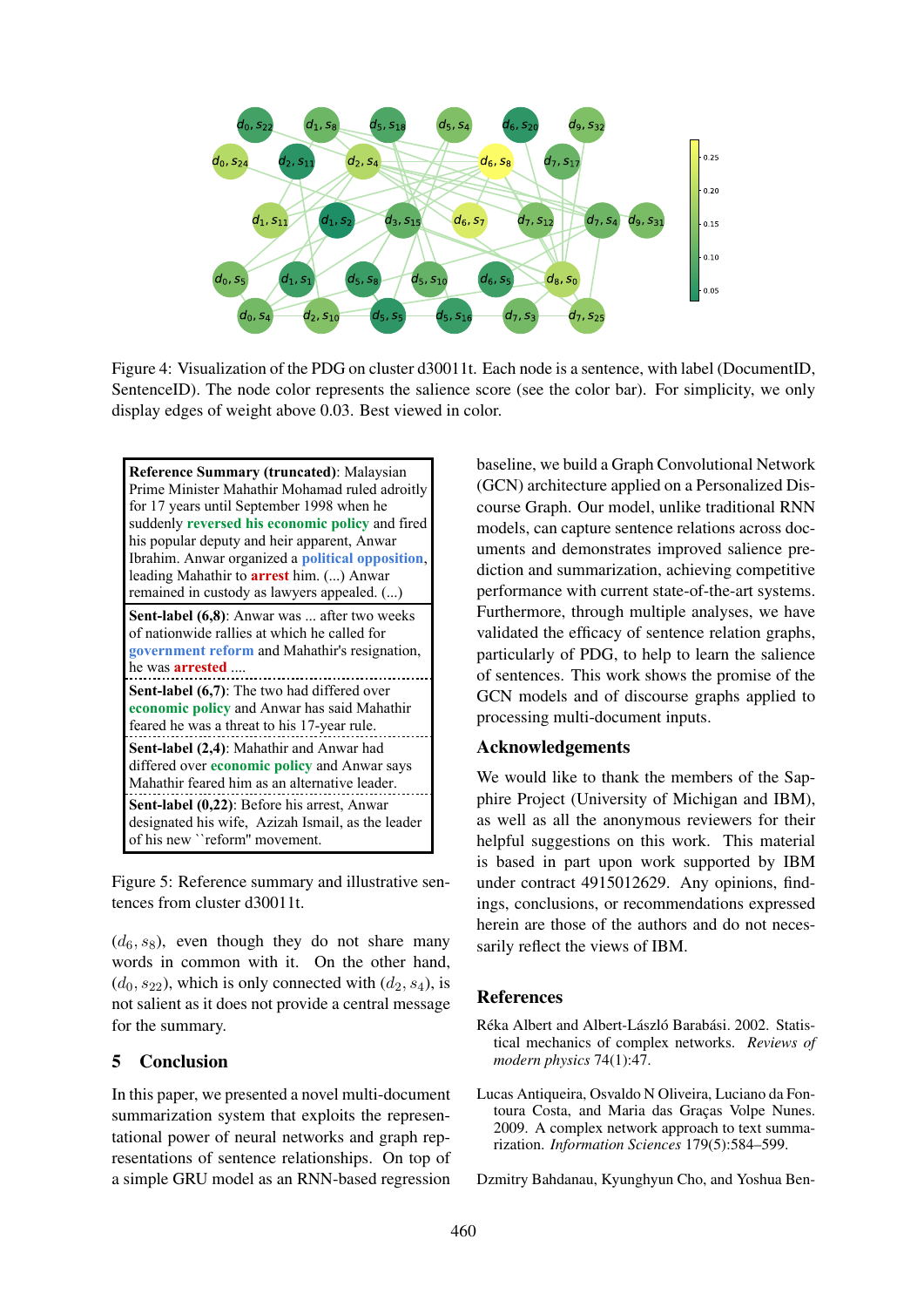Figure 4: Visualization of the PDG on cluster d30011t. Each node is a sentence, with label (DocumentID, SentenceID). The node color represents the salience score (see the color bar). For simplicity, we only display edges of weight above 0.03. Best viewed in color.

**Reference Summary (truncated)**: Malaysian Prime Minister Mahathir Mohamad ruled adroitly for 17 years until September 1998 when he suddenly **reversed his economic policy** and fired his popular deputy and heir apparent, Anwar Ibrahim. Anwar organized a **political opposition**, leading Mahathir to **arrest** him. (...) Anwar remained in custody as lawyers appealed. (...)

**Sent-label (6,8)**: Anwar was ... after two weeks of nationwide rallies at which he called for **government reform** and Mahathir's resignation, he was **arrested** ....

**Sent-label (6,7)**: The two had differed over **economic policy** and Anwar has said Mahathir feared he was a threat to his 17-year rule.

**Sent-label (2,4)**: Mahathir and Anwar had differed over **economic policy** and Anwar says Mahathir feared him as an alternative leader.

**Sent-label (0,22)**: Before his arrest, Anwar designated his wife, Azizah Ismail, as the leader of his new ``reform'' movement.

Figure 5: Reference summary and illustrative sentences from cluster d30011t.

($d_6, s_8$), even though they do not share many words in common with it. On the other hand, ($d_0, s_{22}$), which is only connected with ($d_2, s_4$), is not salient as it does not provide a central message for the summary.

## 5 Conclusion

In this paper, we presented a novel multi-document summarization system that exploits the representational power of neural networks and graph representations of sentence relationships. On top of a simple GRU model as an RNN-based regression baseline, we build a Graph Convolutional Network (GCN) architecture applied on a Personalized Discourse Graph. Our model, unlike traditional RNN models, can capture sentence relations across documents and demonstrates improved salience prediction and summarization, achieving competitive performance with current state-of-the-art systems. Furthermore, through multiple analyses, we have validated the efficacy of sentence relation graphs, particularly of PDG, to help to learn the salience of sentences. This work shows the promise of the GCN models and of discourse graphs applied to processing multi-document inputs.

## Acknowledgements

We would like to thank the members of the Sapphire Project (University of Michigan and IBM), as well as all the anonymous reviewers for their helpful suggestions on this work. This material is based in part upon work supported by IBM under contract 4915012629. Any opinions, findings, conclusions, or recommendations expressed herein are those of the authors and do not necessarily reflect the views of IBM.

## References

Réka Albert and Albert-László Barabási. 2002. Statistical mechanics of complex networks. *Reviews of modern physics* 74(1):47.

Lucas Antiqueira, Osvaldo N Oliveira, Luciano da Fontoura Costa, and Maria das Graças Volpe Nunes. 2009. A complex network approach to text summarization. *Information Sciences* 179(5):584–599.

Dzmitry Bahdanau, Kyunghyun Cho, and Yoshua Ben-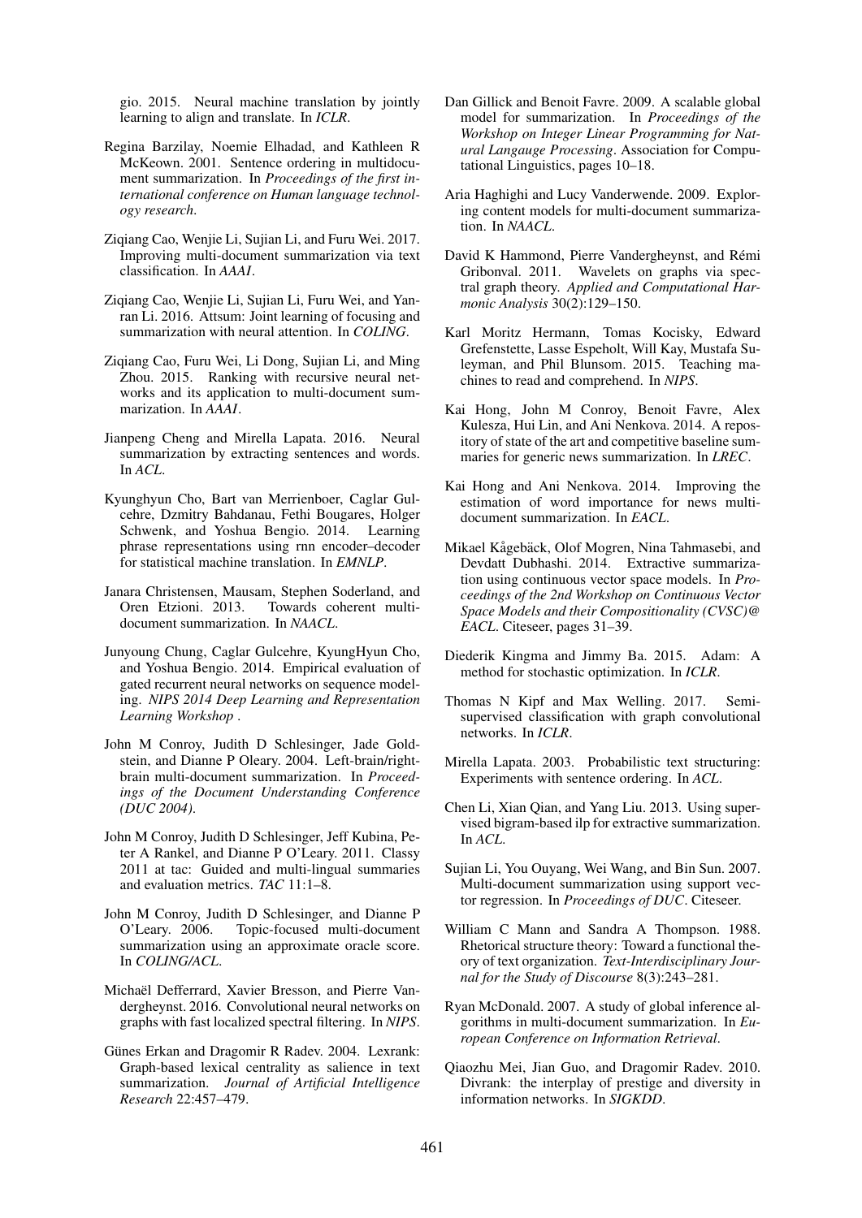gio. 2015. Neural machine translation by jointly learning to align and translate. In *ICLR*.

Regina Barzilay, Noemie Elhadad, and Kathleen R McKeown. 2001. Sentence ordering in multidocument summarization. In *Proceedings of the first international conference on Human language technology research*.

Ziqiang Cao, Wenjie Li, Sujian Li, and Furu Wei. 2017. Improving multi-document summarization via text classification. In *AAAI*.

Ziqiang Cao, Wenjie Li, Sujian Li, Furu Wei, and Yanran Li. 2016. Attsum: Joint learning of focusing and summarization with neural attention. In *COLING*.

Ziqiang Cao, Furu Wei, Li Dong, Sujian Li, and Ming Zhou. 2015. Ranking with recursive neural networks and its application to multi-document summarization. In *AAAI*.

Jianpeng Cheng and Mirella Lapata. 2016. Neural summarization by extracting sentences and words. In *ACL*.

Kyunghyun Cho, Bart van Merrienboer, Caglar Gulcehre, Dzmitry Bahdanau, Fethi Bougares, Holger Schwenk, and Yoshua Bengio. 2014. Learning phrase representations using rnn encoder–decoder for statistical machine translation. In *EMNLP*.

Janara Christensen, Mausam, Stephen Soderland, and Oren Etzioni. 2013. Towards coherent multi-document summarization. In *NAACL*.

Junyoung Chung, Caglar Gulcehre, KyungHyun Cho, and Yoshua Bengio. 2014. Empirical evaluation of gated recurrent neural networks on sequence modeling. *NIPS 2014 Deep Learning and Representation Learning Workshop* .

John M Conroy, Judith D Schlesinger, Jade Goldstein, and Dianne P Oleary. 2004. Left-brain/right-brain multi-document summarization. In *Proceedings of the Document Understanding Conference (DUC 2004)*.

John M Conroy, Judith D Schlesinger, Jeff Kubina, Peter A Rankel, and Dianne P O'Leary. 2011. Classy 2011 at tac: Guided and multi-lingual summaries and evaluation metrics. *TAC* 11:1–8.

John M Conroy, Judith D Schlesinger, and Dianne P O'Leary. 2006. Topic-focused multi-document summarization using an approximate oracle score. In *COLING/ACL*.

Michaël Defferrard, Xavier Bresson, and Pierre Vandergheynst. 2016. Convolutional neural networks on graphs with fast localized spectral filtering. In *NIPS*.

Günes Erkan and Dragomir R Radev. 2004. Lexrank: Graph-based lexical centrality as salience in text summarization. *Journal of Artificial Intelligence Research* 22:457–479.

Dan Gillick and Benoit Favre. 2009. A scalable global model for summarization. In *Proceedings of the Workshop on Integer Linear Programming for Natural Langauge Processing*. Association for Computational Linguistics, pages 10–18.

Aria Haghighi and Lucy Vanderwende. 2009. Exploring content models for multi-document summarization. In *NAACL*.

David K Hammond, Pierre Vandergheynst, and Rémi Gribonval. 2011. Wavelets on graphs via spectral graph theory. *Applied and Computational Harmonic Analysis* 30(2):129–150.

Karl Moritz Hermann, Tomas Kocisky, Edward Grefenstette, Lasse Espeholt, Will Kay, Mustafa Suleyman, and Phil Blunsom. 2015. Teaching machines to read and comprehend. In *NIPS*.

Kai Hong, John M Conroy, Benoit Favre, Alex Kulesza, Hui Lin, and Ani Nenkova. 2014. A repository of state of the art and competitive baseline summaries for generic news summarization. In *LREC*.

Kai Hong and Ani Nenkova. 2014. Improving the estimation of word importance for news multi-document summarization. In *EACL*.

Mikael Kågebäck, Olof Mogren, Nina Tahmasebi, and Devdatt Dubhashi. 2014. Extractive summarization using continuous vector space models. In *Proceedings of the 2nd Workshop on Continuous Vector Space Models and their Compositionality (CVSC)@ EACL*. Citeseer, pages 31–39.

Diederik Kingma and Jimmy Ba. 2015. Adam: A method for stochastic optimization. In *ICLR*.

Thomas N Kipf and Max Welling. 2017. Semi-supervised classification with graph convolutional networks. In *ICLR*.

Mirella Lapata. 2003. Probabilistic text structuring: Experiments with sentence ordering. In *ACL*.

Chen Li, Xian Qian, and Yang Liu. 2013. Using supervised bigram-based ilp for extractive summarization. In *ACL*.

Sujian Li, You Ouyang, Wei Wang, and Bin Sun. 2007. Multi-document summarization using support vector regression. In *Proceedings of DUC*. Citeseer.

William C Mann and Sandra A Thompson. 1988. Rhetorical structure theory: Toward a functional theory of text organization. *Text-Interdisciplinary Journal for the Study of Discourse* 8(3):243–281.

Ryan McDonald. 2007. A study of global inference algorithms in multi-document summarization. In *European Conference on Information Retrieval*.

Qiaozhu Mei, Jian Guo, and Dragomir Radev. 2010. Divrank: the interplay of prestige and diversity in information networks. In *SIGKDD*.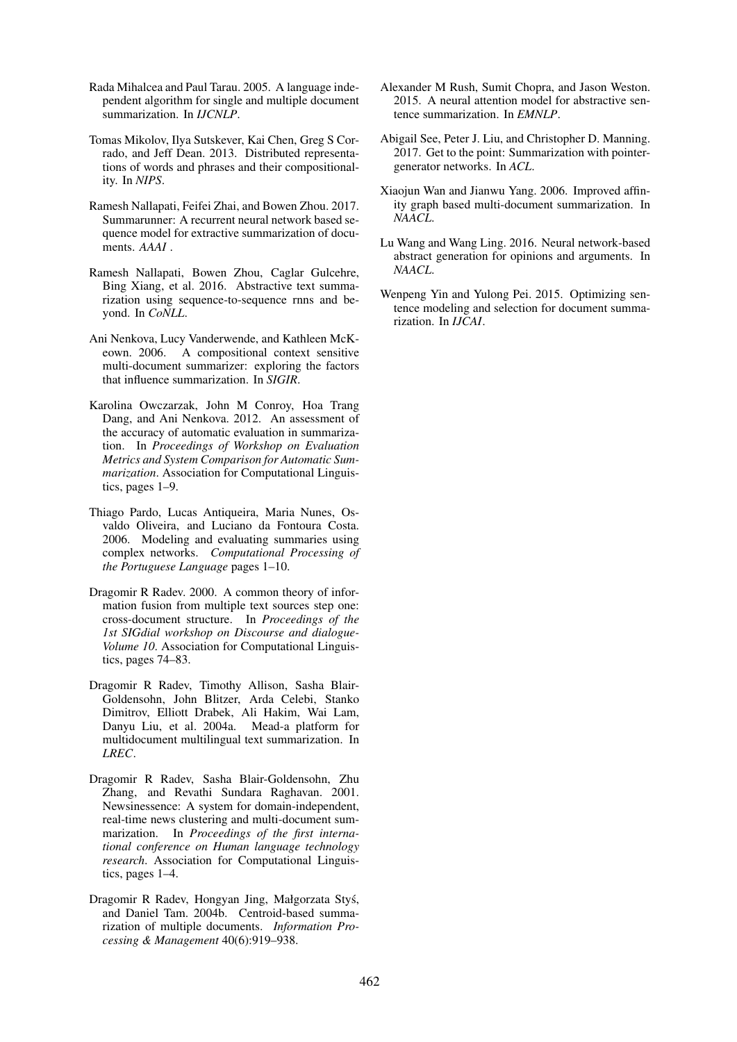Rada Mihalcea and Paul Tarau. 2005. A language independent algorithm for single and multiple document summarization. In *IJCNLP*.

Tomas Mikolov, Ilya Sutskever, Kai Chen, Greg S Corrado, and Jeff Dean. 2013. Distributed representations of words and phrases and their compositionality. In *NIPS*.

Ramesh Nallapati, Feifei Zhai, and Bowen Zhou. 2017. Summarunner: A recurrent neural network based sequence model for extractive summarization of documents. *AAAI* .

Ramesh Nallapati, Bowen Zhou, Caglar Gulcehre, Bing Xiang, et al. 2016. Abstractive text summarization using sequence-to-sequence rnns and beyond. In *CoNLL*.

Ani Nenkova, Lucy Vanderwende, and Kathleen McKeown. 2006. A compositional context sensitive multi-document summarizer: exploring the factors that influence summarization. In *SIGIR*.

Karolina Owczarzak, John M Conroy, Hoa Trang Dang, and Ani Nenkova. 2012. An assessment of the accuracy of automatic evaluation in summarization. In *Proceedings of Workshop on Evaluation Metrics and System Comparison for Automatic Summarization*. Association for Computational Linguistics, pages 1–9.

Thiago Pardo, Lucas Antiqueira, Maria Nunes, Osvaldo Oliveira, and Luciano da Fontoura Costa. 2006. Modeling and evaluating summaries using complex networks. *Computational Processing of the Portuguese Language* pages 1–10.

Dragomir R Radev. 2000. A common theory of information fusion from multiple text sources step one: cross-document structure. In *Proceedings of the 1st SIGdial workshop on Discourse and dialogue-Volume 10*. Association for Computational Linguistics, pages 74–83.

Dragomir R Radev, Timothy Allison, Sasha Blair-Goldensohn, John Blitzer, Arda Celebi, Stanko Dimitrov, Elliott Drabek, Ali Hakim, Wai Lam, Danyu Liu, et al. 2004a. Mead-a platform for multidocument multilingual text summarization. In *LREC*.

Dragomir R Radev, Sasha Blair-Goldensohn, Zhu Zhang, and Revathi Sundara Raghavan. 2001. Newsinessence: A system for domain-independent, real-time news clustering and multi-document summarization. In *Proceedings of the first international conference on Human language technology research*. Association for Computational Linguistics, pages 1–4.

Dragomir R Radev, Hongyan Jing, Małgorzata Styś, and Daniel Tam. 2004b. Centroid-based summarization of multiple documents. *Information Processing & Management* 40(6):919–938.

Alexander M Rush, Sumit Chopra, and Jason Weston. 2015. A neural attention model for abstractive sentence summarization. In *EMNLP*.

Abigail See, Peter J. Liu, and Christopher D. Manning. 2017. Get to the point: Summarization with pointer-generator networks. In *ACL*.

Xiaojun Wan and Jianwu Yang. 2006. Improved affinity graph based multi-document summarization. In *NAACL*.

Lu Wang and Wang Ling. 2016. Neural network-based abstract generation for opinions and arguments. In *NAACL*.

Wenpeng Yin and Yulong Pei. 2015. Optimizing sentence modeling and selection for document summarization. In *IJCAI*.